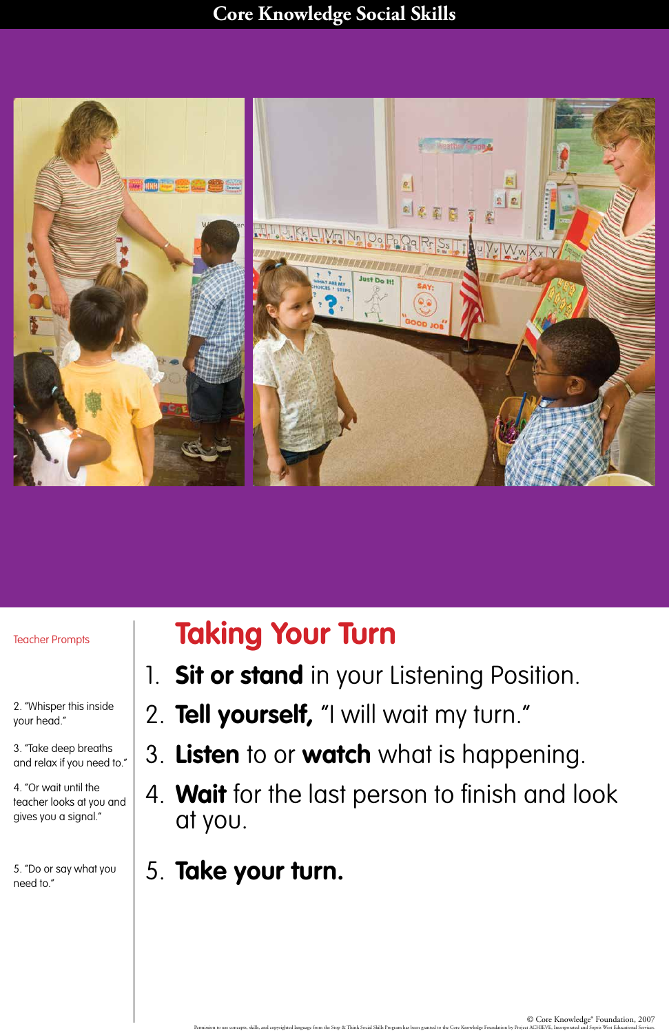# Core Knowledge Social Skills

## Taking Your Turn

Teacher Prompts

1. **Sit or stand** in your Listening Position.
2. **Tell yourself,** "I will wait my turn."
   - 2. "Whisper this inside your head."
3. **Listen** to or **watch** what is happening.
   - 3. "Take deep breaths and relax if you need to."
4. **Wait** for the last person to finish and look at you.
   - 4. "Or wait until the teacher looks at you and gives you a signal."
5. **Take your turn.**
   - 5. "Do or say what you need to."

© Core Knowledge® Foundation, 2007

Permission to use concepts, skills, and copyrighted language from the Stop & Think Social Skills Program has been granted to the Core Knowledge Foundation by Project ACHIEVE, Incorporated and Sopris West Educational Services.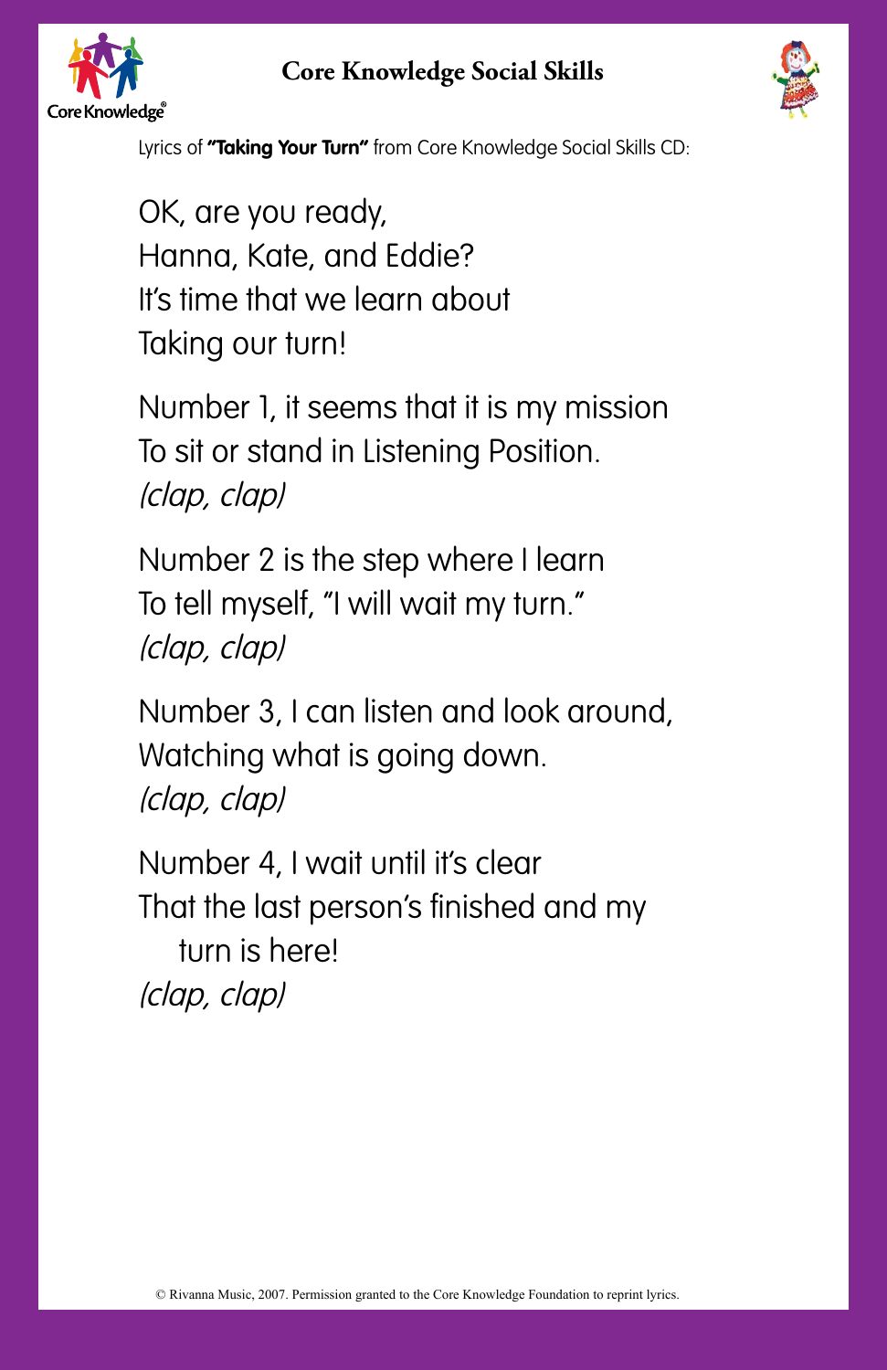Core Knowledge

# Core Knowledge Social Skills

Lyrics of **"Taking Your Turn"** from Core Knowledge Social Skills CD:

OK, are you ready,
Hanna, Kate, and Eddie?
It's time that we learn about
Taking our turn!

Number 1, it seems that it is my mission
To sit or stand in Listening Position.
*(clap, clap)*

Number 2 is the step where I learn
To tell myself, "I will wait my turn."
*(clap, clap)*

Number 3, I can listen and look around,
Watching what is going down.
*(clap, clap)*

Number 4, I wait until it's clear
That the last person's finished and my
turn is here!
*(clap, clap)*

© Rivanna Music, 2007. Permission granted to the Core Knowledge Foundation to reprint lyrics.